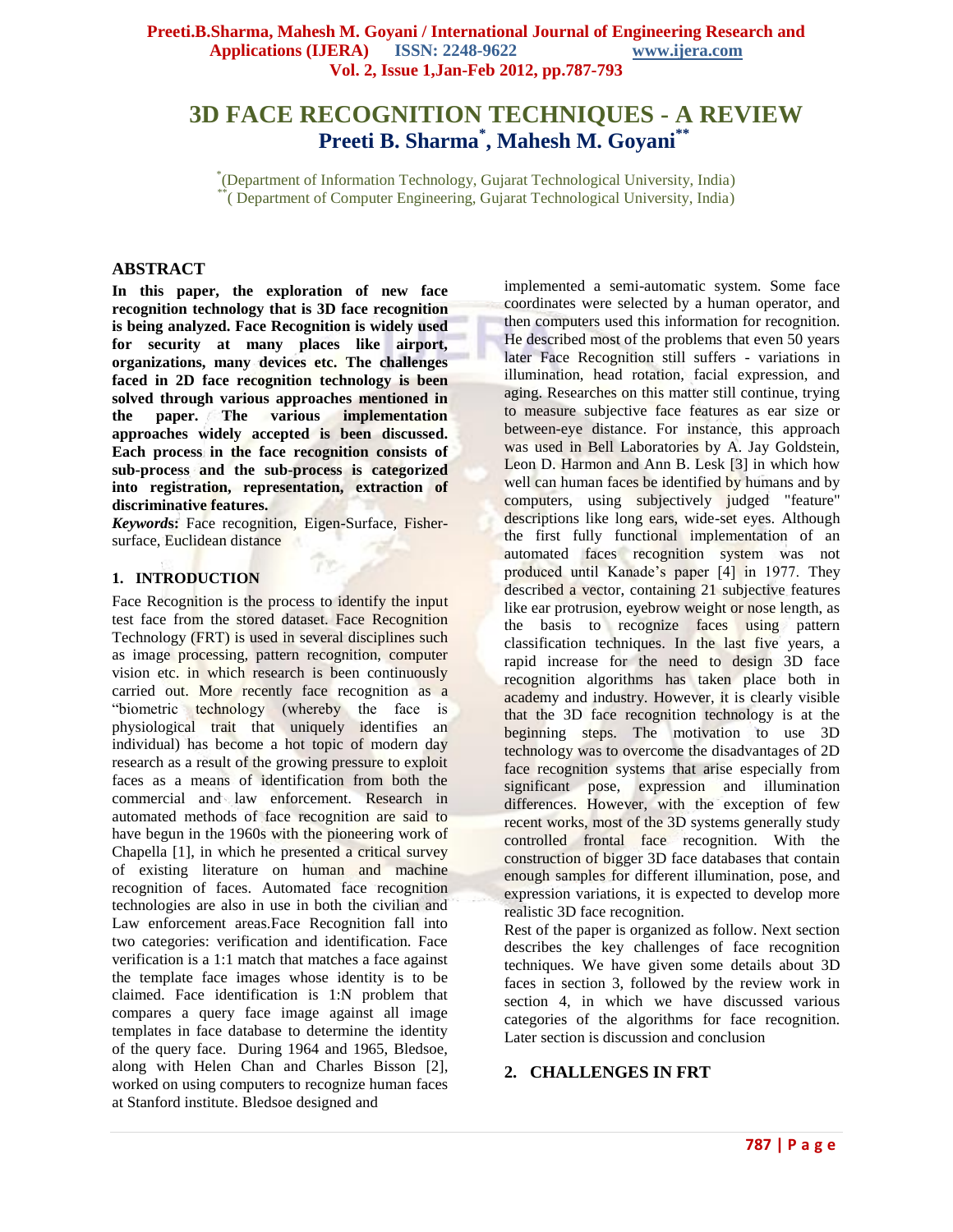# 3D FACE RECOGNITION TECHNIQUES - A REVIEW

**Preeti B. Sharma*, Mahesh M. Goyani****

*(Department of Information Technology, Gujarat Technological University, India)
**( Department of Computer Engineering, Gujarat Technological University, India)

## ABSTRACT

**In this paper, the exploration of new face recognition technology that is 3D face recognition is being analyzed. Face Recognition is widely used for security at many places like airport, organizations, many devices etc. The challenges faced in 2D face recognition technology is been solved through various approaches mentioned in the paper. The various implementation approaches widely accepted is been discussed. Each process in the face recognition consists of sub-process and the sub-process is categorized into registration, representation, extraction of discriminative features.**

***Keywords*: Face recognition, Eigen-Surface, Fisher-surface, Euclidean distance**

## 1. INTRODUCTION

Face Recognition is the process to identify the input test face from the stored dataset. Face Recognition Technology (FRT) is used in several disciplines such as image processing, pattern recognition, computer vision etc. in which research is been continuously carried out. More recently face recognition as a "biometric technology (whereby the face is physiological trait that uniquely identifies an individual) has become a hot topic of modern day research as a result of the growing pressure to exploit faces as a means of identification from both the commercial and law enforcement. Research in automated methods of face recognition are said to have begun in the 1960s with the pioneering work of Chapella [1], in which he presented a critical survey of existing literature on human and machine recognition of faces. Automated face recognition technologies are also in use in both the civilian and Law enforcement areas.Face Recognition fall into two categories: verification and identification. Face verification is a 1:1 match that matches a face against the template face images whose identity is to be claimed. Face identification is 1:N problem that compares a query face image against all image templates in face database to determine the identity of the query face. During 1964 and 1965, Bledsoe, along with Helen Chan and Charles Bisson [2], worked on using computers to recognize human faces at Stanford institute. Bledsoe designed and implemented a semi-automatic system. Some face coordinates were selected by a human operator, and then computers used this information for recognition. He described most of the problems that even 50 years later Face Recognition still suffers - variations in illumination, head rotation, facial expression, and aging. Researches on this matter still continue, trying to measure subjective face features as ear size or between-eye distance. For instance, this approach was used in Bell Laboratories by A. Jay Goldstein, Leon D. Harmon and Ann B. Lesk [3] in which how well can human faces be identified by humans and by computers, using subjectively judged "feature" descriptions like long ears, wide-set eyes. Although the first fully functional implementation of an automated faces recognition system was not produced until Kanade's paper [4] in 1977. They described a vector, containing 21 subjective features like ear protrusion, eyebrow weight or nose length, as the basis to recognize faces using pattern classification techniques. In the last five years, a rapid increase for the need to design 3D face recognition algorithms has taken place both in academy and industry. However, it is clearly visible that the 3D face recognition technology is at the beginning steps. The motivation to use 3D technology was to overcome the disadvantages of 2D face recognition systems that arise especially from significant pose, expression and illumination differences. However, with the exception of few recent works, most of the 3D systems generally study controlled frontal face recognition. With the construction of bigger 3D face databases that contain enough samples for different illumination, pose, and expression variations, it is expected to develop more realistic 3D face recognition.

Rest of the paper is organized as follow. Next section describes the key challenges of face recognition techniques. We have given some details about 3D faces in section 3, followed by the review work in section 4, in which we have discussed various categories of the algorithms for face recognition. Later section is discussion and conclusion

## 2. CHALLENGES IN FRT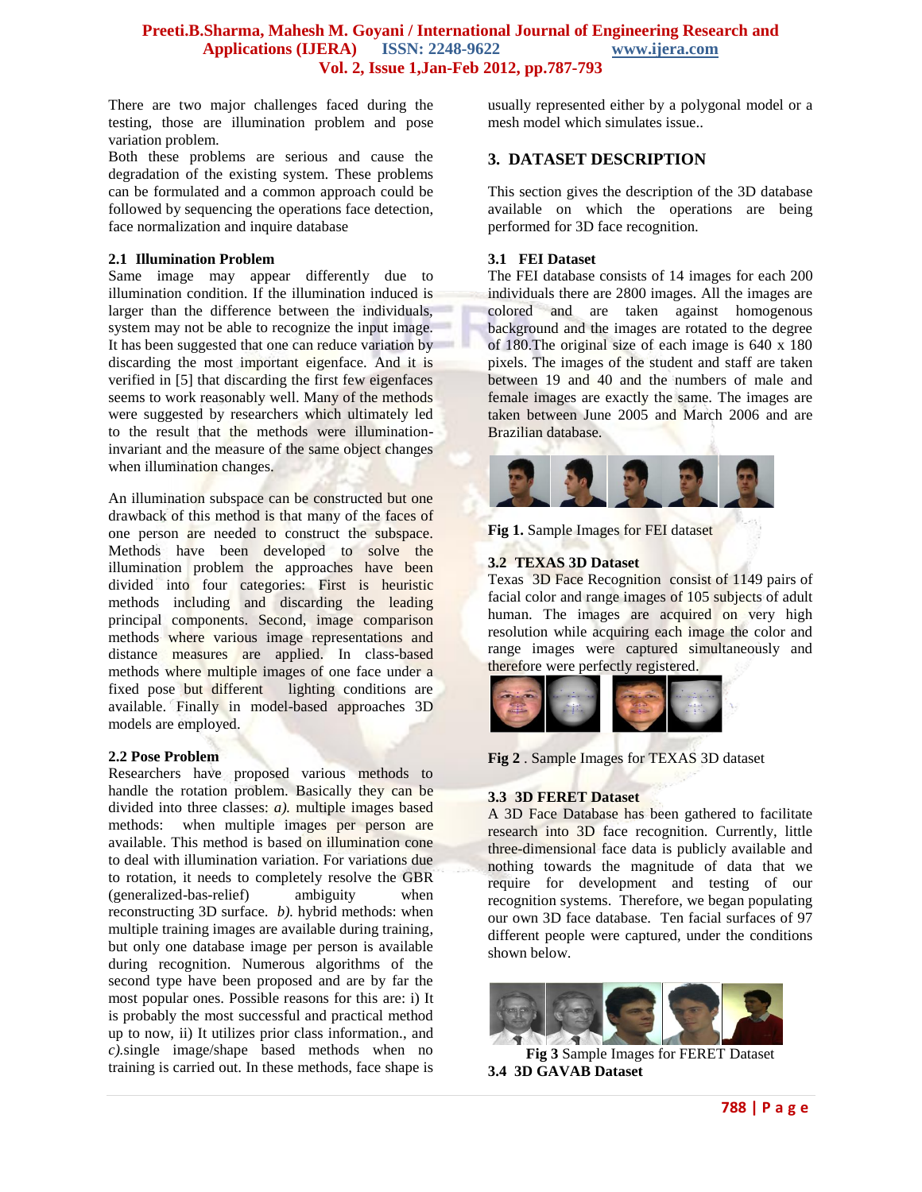There are two major challenges faced during the testing, those are illumination problem and pose variation problem.
Both these problems are serious and cause the degradation of the existing system. These problems can be formulated and a common approach could be followed by sequencing the operations face detection, face normalization and inquire database

### 2.1 Illumination Problem

Same image may appear differently due to illumination condition. If the illumination induced is larger than the difference between the individuals, system may not be able to recognize the input image. It has been suggested that one can reduce variation by discarding the most important eigenface. And it is verified in [5] that discarding the first few eigenfaces seems to work reasonably well. Many of the methods were suggested by researchers which ultimately led to the result that the methods were illumination-invariant and the measure of the same object changes when illumination changes.

An illumination subspace can be constructed but one drawback of this method is that many of the faces of one person are needed to construct the subspace. Methods have been developed to solve the illumination problem the approaches have been divided into four categories: First is heuristic methods including and discarding the leading principal components. Second, image comparison methods where various image representations and distance measures are applied. In class-based methods where multiple images of one face under a fixed pose but different lighting conditions are available. Finally in model-based approaches 3D models are employed.

### 2.2 Pose Problem

Researchers have proposed various methods to handle the rotation problem. Basically they can be divided into three classes: *a).* multiple images based methods: when multiple images per person are available. This method is based on illumination cone to deal with illumination variation. For variations due to rotation, it needs to completely resolve the GBR (generalized-bas-relief) ambiguity when reconstructing 3D surface. *b).* hybrid methods: when multiple training images are available during training, but only one database image per person is available during recognition. Numerous algorithms of the second type have been proposed and are by far the most popular ones. Possible reasons for this are: i) It is probably the most successful and practical method up to now, ii) It utilizes prior class information., and *c).*single image/shape based methods when no training is carried out. In these methods, face shape is usually represented either by a polygonal model or a mesh model which simulates issue..

## 3. DATASET DESCRIPTION

This section gives the description of the 3D database available on which the operations are being performed for 3D face recognition.

### 3.1 FEI Dataset

The FEI database consists of 14 images for each 200 individuals there are 2800 images. All the images are colored and are taken against homogenous background and the images are rotated to the degree of 180.The original size of each image is 640 x 180 pixels. The images of the student and staff are taken between 19 and 40 and the numbers of male and female images are exactly the same. The images are taken between June 2005 and March 2006 and are Brazilian database.

**Fig 1.** Sample Images for FEI dataset

### 3.2 TEXAS 3D Dataset

Texas 3D Face Recognition consist of 1149 pairs of facial color and range images of 105 subjects of adult human. The images are acquired on very high resolution while acquiring each image the color and range images were captured simultaneously and therefore were perfectly registered.

**Fig 2** . Sample Images for TEXAS 3D dataset

### 3.3 3D FERET Dataset

A 3D Face Database has been gathered to facilitate research into 3D face recognition. Currently, little three-dimensional face data is publicly available and nothing towards the magnitude of data that we require for development and testing of our recognition systems. Therefore, we began populating our own 3D face database. Ten facial surfaces of 97 different people were captured, under the conditions shown below.

**Fig 3** Sample Images for FERET Dataset

### 3.4 3D GAVAB Dataset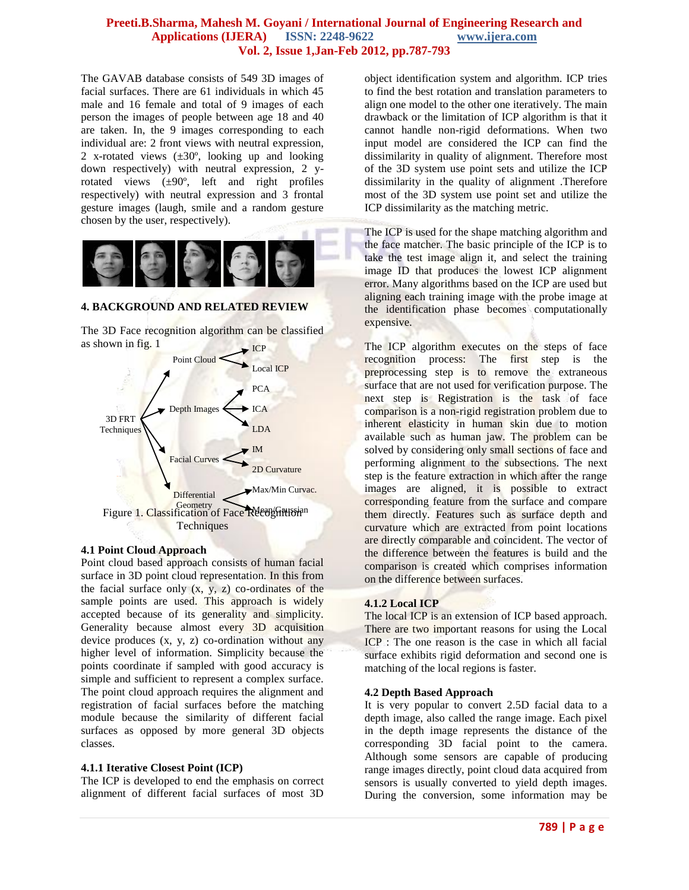The GAVAB database consists of 549 3D images of facial surfaces. There are 61 individuals in which 45 male and 16 female and total of 9 images of each person the images of people between age 18 and 40 are taken. In, the 9 images corresponding to each individual are: 2 front views with neutral expression, 2 x-rotated views (±30º, looking up and looking down respectively) with neutral expression, 2 y-rotated views (±90º, left and right profiles respectively) with neutral expression and 3 frontal gesture images (laugh, smile and a random gesture chosen by the user, respectively).

## 4. BACKGROUND AND RELATED REVIEW

The 3D Face recognition algorithm can be classified as shown in fig. 1

- 3D FRT Techniques
  - Point Cloud
    - ICP
    - Local ICP
  - Depth Images
    - PCA
    - ICA
    - LDA
  - Facial Curves
    - IM
    - 2D Curvature
  - Differential Geometry
    - Max/Min Curvac.
    - Mean/Gaussian

Figure 1. Classification of Face Recognition Techniques

### 4.1 Point Cloud Approach

Point cloud based approach consists of human facial surface in 3D point cloud representation. In this from the facial surface only (x, y, z) co-ordinates of the sample points are used. This approach is widely accepted because of its generality and simplicity. Generality because almost every 3D acquisition device produces (x, y, z) co-ordination without any higher level of information. Simplicity because the points coordinate if sampled with good accuracy is simple and sufficient to represent a complex surface. The point cloud approach requires the alignment and registration of facial surfaces before the matching module because the similarity of different facial surfaces as opposed by more general 3D objects classes.

#### 4.1.1 Iterative Closest Point (ICP)

The ICP is developed to end the emphasis on correct alignment of different facial surfaces of most 3D object identification system and algorithm. ICP tries to find the best rotation and translation parameters to align one model to the other one iteratively. The main drawback or the limitation of ICP algorithm is that it cannot handle non-rigid deformations. When two input model are considered the ICP can find the dissimilarity in quality of alignment. Therefore most of the 3D system use point sets and utilize the ICP dissimilarity in the quality of alignment .Therefore most of the 3D system use point set and utilize the ICP dissimilarity as the matching metric.

The ICP is used for the shape matching algorithm and the face matcher. The basic principle of the ICP is to take the test image align it, and select the training image ID that produces the lowest ICP alignment error. Many algorithms based on the ICP are used but aligning each training image with the probe image at the identification phase becomes computationally expensive.

The ICP algorithm executes on the steps of face recognition process: The first step is the preprocessing step is to remove the extraneous surface that are not used for verification purpose. The next step is Registration is the task of face comparison is a non-rigid registration problem due to inherent elasticity in human skin due to motion available such as human jaw. The problem can be solved by considering only small sections of face and performing alignment to the subsections. The next step is the feature extraction in which after the range images are aligned, it is possible to extract corresponding feature from the surface and compare them directly. Features such as surface depth and curvature which are extracted from point locations are directly comparable and coincident. The vector of the difference between the features is build and the comparison is created which comprises information on the difference between surfaces.

#### 4.1.2 Local ICP

The local ICP is an extension of ICP based approach. There are two important reasons for using the Local ICP : The one reason is the case in which all facial surface exhibits rigid deformation and second one is matching of the local regions is faster.

### 4.2 Depth Based Approach

It is very popular to convert 2.5D facial data to a depth image, also called the range image. Each pixel in the depth image represents the distance of the corresponding 3D facial point to the camera. Although some sensors are capable of producing range images directly, point cloud data acquired from sensors is usually converted to yield depth images. During the conversion, some information may be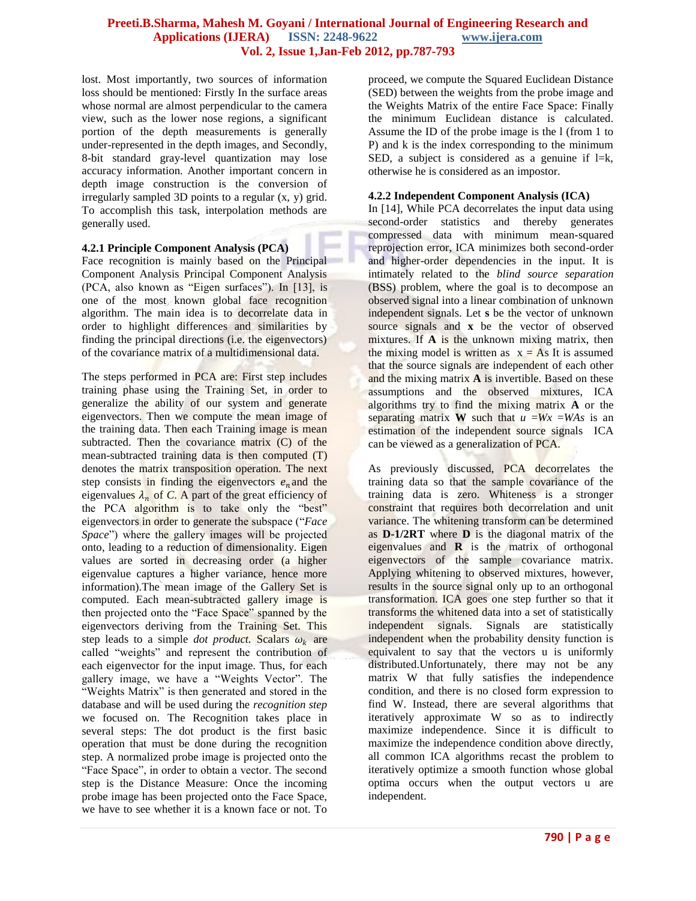lost. Most importantly, two sources of information loss should be mentioned: Firstly In the surface areas whose normal are almost perpendicular to the camera view, such as the lower nose regions, a significant portion of the depth measurements is generally under-represented in the depth images, and Secondly, 8-bit standard gray-level quantization may lose accuracy information. Another important concern in depth image construction is the conversion of irregularly sampled 3D points to a regular (x, y) grid. To accomplish this task, interpolation methods are generally used.

#### 4.2.1 Principle Component Analysis (PCA)

Face recognition is mainly based on the Principal Component Analysis Principal Component Analysis (PCA, also known as "Eigen surfaces"). In [13], is one of the most known global face recognition algorithm. The main idea is to decorrelate data in order to highlight differences and similarities by finding the principal directions (i.e. the eigenvectors) of the covariance matrix of a multidimensional data.

The steps performed in PCA are: First step includes training phase using the Training Set, in order to generalize the ability of our system and generate eigenvectors. Then we compute the mean image of the training data. Then each Training image is mean subtracted. Then the covariance matrix (C) of the mean-subtracted training data is then computed (T) denotes the matrix transposition operation. The next step consists in finding the eigenvectors $e_n$ and the eigenvalues $\lambda_n$ of *C*. A part of the great efficiency of the PCA algorithm is to take only the "best" eigenvectors in order to generate the subspace ("*Face Space*") where the gallery images will be projected onto, leading to a reduction of dimensionality. Eigen values are sorted in decreasing order (a higher eigenvalue captures a higher variance, hence more information).The mean image of the Gallery Set is computed. Each mean-subtracted gallery image is then projected onto the "Face Space" spanned by the eigenvectors deriving from the Training Set. This step leads to a simple *dot product.* Scalars $\omega_k$ are called "weights" and represent the contribution of each eigenvector for the input image. Thus, for each gallery image, we have a "Weights Vector". The "Weights Matrix" is then generated and stored in the database and will be used during the *recognition step* we focused on. The Recognition takes place in several steps: The dot product is the first basic operation that must be done during the recognition step. A normalized probe image is projected onto the "Face Space", in order to obtain a vector. The second step is the Distance Measure: Once the incoming probe image has been projected onto the Face Space, we have to see whether it is a known face or not. To proceed, we compute the Squared Euclidean Distance (SED) between the weights from the probe image and the Weights Matrix of the entire Face Space: Finally the minimum Euclidean distance is calculated. Assume the ID of the probe image is the l (from 1 to P) and k is the index corresponding to the minimum SED, a subject is considered as a genuine if l=k, otherwise he is considered as an impostor.

#### 4.2.2 Independent Component Analysis (ICA)

In [14], While PCA decorrelates the input data using second-order statistics and thereby generates compressed data with minimum mean-squared reprojection error, ICA minimizes both second-order and higher-order dependencies in the input. It is intimately related to the *blind source separation* (BSS) problem, where the goal is to decompose an observed signal into a linear combination of unknown independent signals. Let **s** be the vector of unknown source signals and **x** be the vector of observed mixtures. If **A** is the unknown mixing matrix, then the mixing model is written as $x = As$ It is assumed that the source signals are independent of each other and the mixing matrix **A** is invertible. Based on these assumptions and the observed mixtures, ICA algorithms try to find the mixing matrix **A** or the separating matrix **W** such that $u = Wx = WAs$ is an estimation of the independent source signals ICA can be viewed as a generalization of PCA.

As previously discussed, PCA decorrelates the training data so that the sample covariance of the training data is zero. Whiteness is a stronger constraint that requires both decorrelation and unit variance. The whitening transform can be determined as $\mathbf{D}^{-1/2}\mathbf{R}^T$ where **D** is the diagonal matrix of the eigenvalues and **R** is the matrix of orthogonal eigenvectors of the sample covariance matrix. Applying whitening to observed mixtures, however, results in the source signal only up to an orthogonal transformation. ICA goes one step further so that it transforms the whitened data into a set of statistically independent signals. Signals are statistically independent when the probability density function is equivalent to say that the vectors u is uniformly distributed.Unfortunately, there may not be any matrix W that fully satisfies the independence condition, and there is no closed form expression to find W. Instead, there are several algorithms that iteratively approximate W so as to indirectly maximize independence. Since it is difficult to maximize the independence condition above directly, all common ICA algorithms recast the problem to iteratively optimize a smooth function whose global optima occurs when the output vectors u are independent.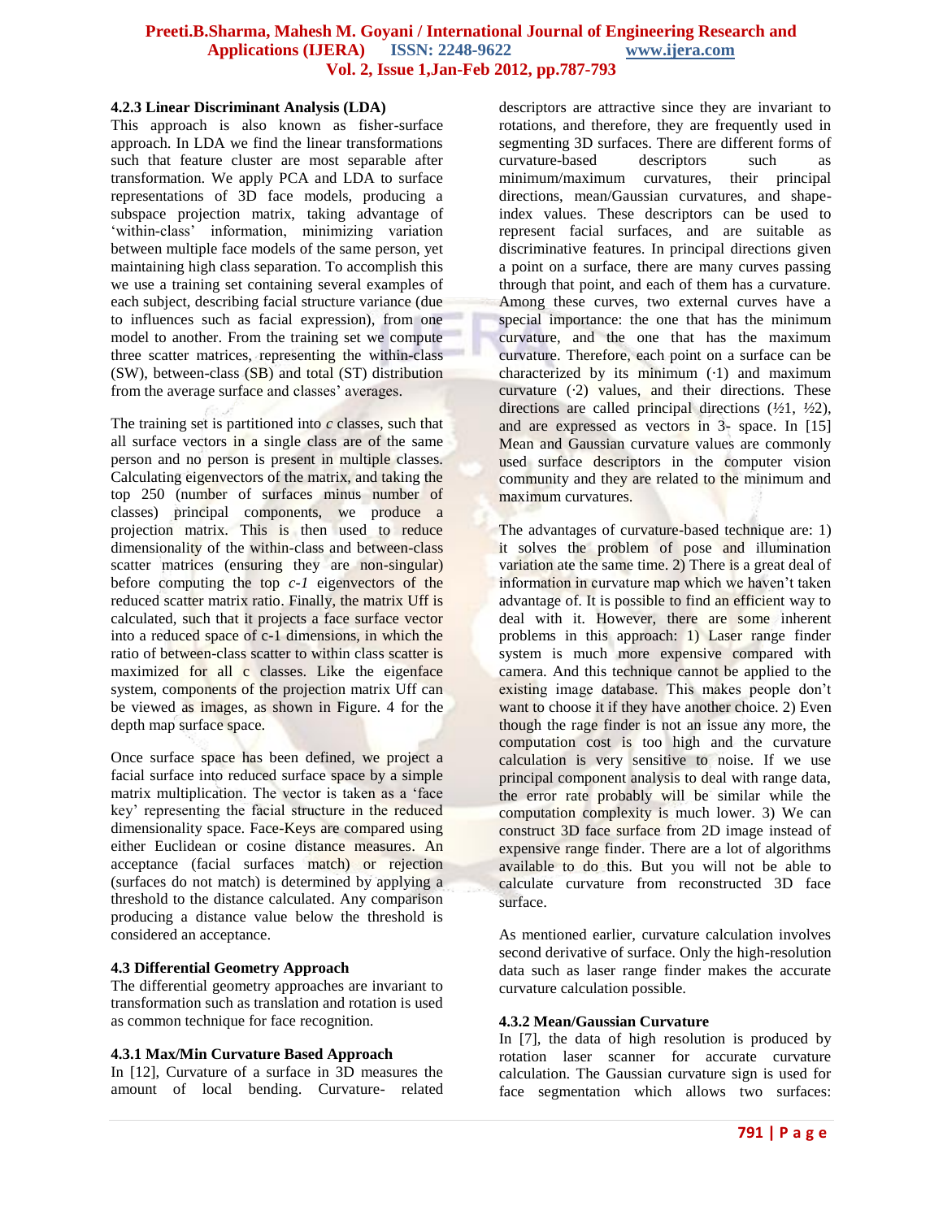#### 4.2.3 Linear Discriminant Analysis (LDA)

This approach is also known as fisher-surface approach. In LDA we find the linear transformations such that feature cluster are most separable after transformation. We apply PCA and LDA to surface representations of 3D face models, producing a subspace projection matrix, taking advantage of 'within-class' information, minimizing variation between multiple face models of the same person, yet maintaining high class separation. To accomplish this we use a training set containing several examples of each subject, describing facial structure variance (due to influences such as facial expression), from one model to another. From the training set we compute three scatter matrices, representing the within-class (SW), between-class (SB) and total (ST) distribution from the average surface and classes' averages.

The training set is partitioned into *c* classes, such that all surface vectors in a single class are of the same person and no person is present in multiple classes. Calculating eigenvectors of the matrix, and taking the top 250 (number of surfaces minus number of classes) principal components, we produce a projection matrix. This is then used to reduce dimensionality of the within-class and between-class scatter matrices (ensuring they are non-singular) before computing the top *c-1* eigenvectors of the reduced scatter matrix ratio. Finally, the matrix Uff is calculated, such that it projects a face surface vector into a reduced space of c-1 dimensions, in which the ratio of between-class scatter to within class scatter is maximized for all c classes. Like the eigenface system, components of the projection matrix Uff can be viewed as images, as shown in Figure. 4 for the depth map surface space.

Once surface space has been defined, we project a facial surface into reduced surface space by a simple matrix multiplication. The vector is taken as a 'face key' representing the facial structure in the reduced dimensionality space. Face-Keys are compared using either Euclidean or cosine distance measures. An acceptance (facial surfaces match) or rejection (surfaces do not match) is determined by applying a threshold to the distance calculated. Any comparison producing a distance value below the threshold is considered an acceptance.

### 4.3 Differential Geometry Approach

The differential geometry approaches are invariant to transformation such as translation and rotation is used as common technique for face recognition.

#### 4.3.1 Max/Min Curvature Based Approach

In [12], Curvature of a surface in 3D measures the amount of local bending. Curvature- related descriptors are attractive since they are invariant to rotations, and therefore, they are frequently used in segmenting 3D surfaces. There are different forms of curvature-based descriptors such as minimum/maximum curvatures, their principal directions, mean/Gaussian curvatures, and shape-index values. These descriptors can be used to represent facial surfaces, and are suitable as discriminative features. In principal directions given a point on a surface, there are many curves passing through that point, and each of them has a curvature. Among these curves, two external curves have a special importance: the one that has the minimum curvature, and the one that has the maximum curvature. Therefore, each point on a surface can be characterized by its minimum (·1) and maximum curvature (·2) values, and their directions. These directions are called principal directions (½1, ½2), and are expressed as vectors in 3- space. In [15] Mean and Gaussian curvature values are commonly used surface descriptors in the computer vision community and they are related to the minimum and maximum curvatures.

The advantages of curvature-based technique are: 1) it solves the problem of pose and illumination variation ate the same time. 2) There is a great deal of information in curvature map which we haven't taken advantage of. It is possible to find an efficient way to deal with it. However, there are some inherent problems in this approach: 1) Laser range finder system is much more expensive compared with camera. And this technique cannot be applied to the existing image database. This makes people don't want to choose it if they have another choice. 2) Even though the rage finder is not an issue any more, the computation cost is too high and the curvature calculation is very sensitive to noise. If we use principal component analysis to deal with range data, the error rate probably will be similar while the computation complexity is much lower. 3) We can construct 3D face surface from 2D image instead of expensive range finder. There are a lot of algorithms available to do this. But you will not be able to calculate curvature from reconstructed 3D face surface.

As mentioned earlier, curvature calculation involves second derivative of surface. Only the high-resolution data such as laser range finder makes the accurate curvature calculation possible.

#### 4.3.2 Mean/Gaussian Curvature

In [7], the data of high resolution is produced by rotation laser scanner for accurate curvature calculation. The Gaussian curvature sign is used for face segmentation which allows two surfaces: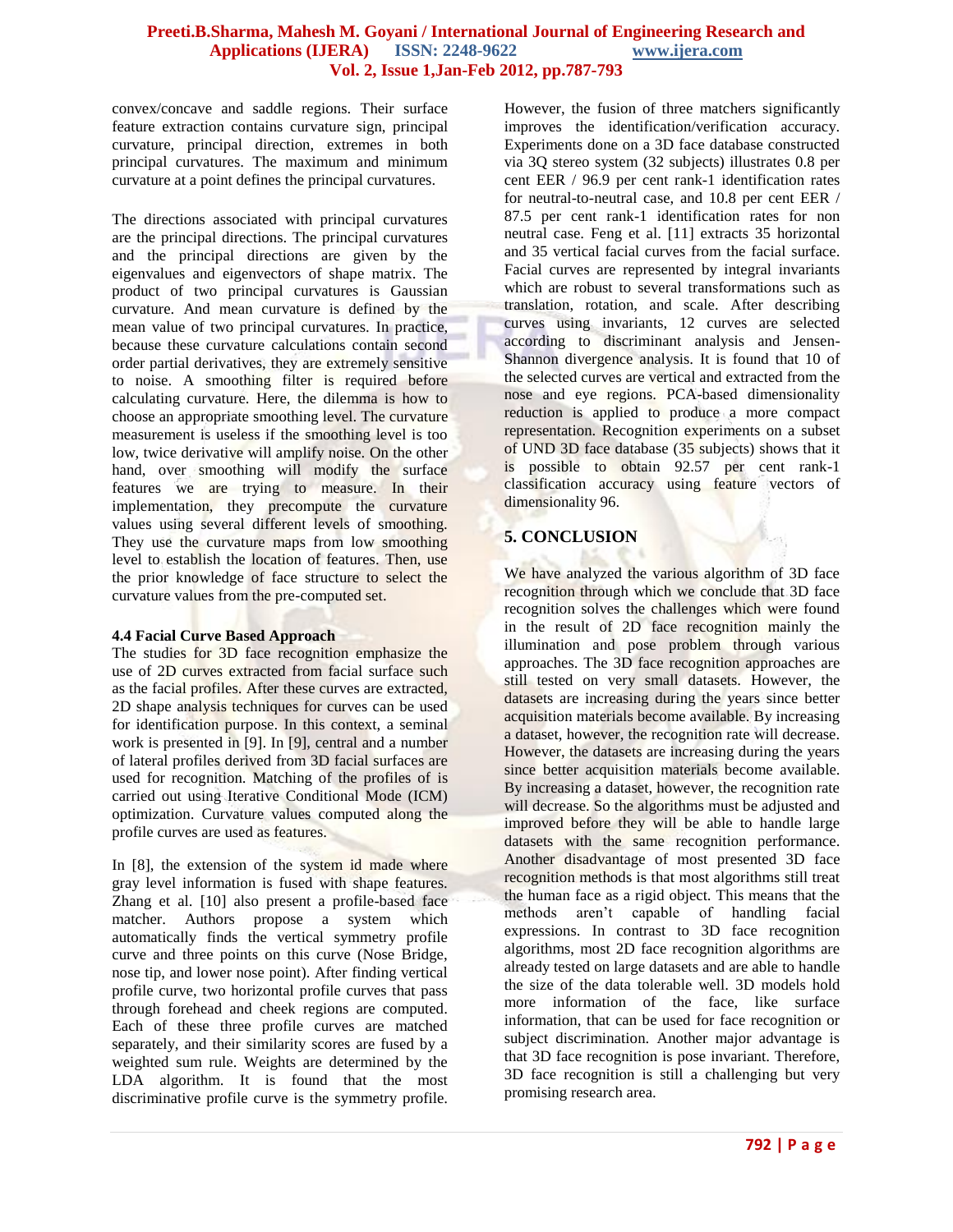convex/concave and saddle regions. Their surface feature extraction contains curvature sign, principal curvature, principal direction, extremes in both principal curvatures. The maximum and minimum curvature at a point defines the principal curvatures.

The directions associated with principal curvatures are the principal directions. The principal curvatures and the principal directions are given by the eigenvalues and eigenvectors of shape matrix. The product of two principal curvatures is Gaussian curvature. And mean curvature is defined by the mean value of two principal curvatures. In practice, because these curvature calculations contain second order partial derivatives, they are extremely sensitive to noise. A smoothing filter is required before calculating curvature. Here, the dilemma is how to choose an appropriate smoothing level. The curvature measurement is useless if the smoothing level is too low, twice derivative will amplify noise. On the other hand, over smoothing will modify the surface features we are trying to measure. In their implementation, they precompute the curvature values using several different levels of smoothing. They use the curvature maps from low smoothing level to establish the location of features. Then, use the prior knowledge of face structure to select the curvature values from the pre-computed set.

### 4.4 Facial Curve Based Approach

The studies for 3D face recognition emphasize the use of 2D curves extracted from facial surface such as the facial profiles. After these curves are extracted, 2D shape analysis techniques for curves can be used for identification purpose. In this context, a seminal work is presented in [9]. In [9], central and a number of lateral profiles derived from 3D facial surfaces are used for recognition. Matching of the profiles of is carried out using Iterative Conditional Mode (ICM) optimization. Curvature values computed along the profile curves are used as features.

In [8], the extension of the system id made where gray level information is fused with shape features. Zhang et al. [10] also present a profile-based face matcher. Authors propose a system which automatically finds the vertical symmetry profile curve and three points on this curve (Nose Bridge, nose tip, and lower nose point). After finding vertical profile curve, two horizontal profile curves that pass through forehead and cheek regions are computed. Each of these three profile curves are matched separately, and their similarity scores are fused by a weighted sum rule. Weights are determined by the LDA algorithm. It is found that the most discriminative profile curve is the symmetry profile. However, the fusion of three matchers significantly improves the identification/verification accuracy. Experiments done on a 3D face database constructed via 3Q stereo system (32 subjects) illustrates 0.8 per cent EER / 96.9 per cent rank-1 identification rates for neutral-to-neutral case, and 10.8 per cent EER / 87.5 per cent rank-1 identification rates for non neutral case. Feng et al. [11] extracts 35 horizontal and 35 vertical facial curves from the facial surface. Facial curves are represented by integral invariants which are robust to several transformations such as translation, rotation, and scale. After describing curves using invariants, 12 curves are selected according to discriminant analysis and Jensen-Shannon divergence analysis. It is found that 10 of the selected curves are vertical and extracted from the nose and eye regions. PCA-based dimensionality reduction is applied to produce a more compact representation. Recognition experiments on a subset of UND 3D face database (35 subjects) shows that it is possible to obtain 92.57 per cent rank-1 classification accuracy using feature vectors of dimensionality 96.

## 5. CONCLUSION

We have analyzed the various algorithm of 3D face recognition through which we conclude that 3D face recognition solves the challenges which were found in the result of 2D face recognition mainly the illumination and pose problem through various approaches. The 3D face recognition approaches are still tested on very small datasets. However, the datasets are increasing during the years since better acquisition materials become available. By increasing a dataset, however, the recognition rate will decrease. However, the datasets are increasing during the years since better acquisition materials become available. By increasing a dataset, however, the recognition rate will decrease. So the algorithms must be adjusted and improved before they will be able to handle large datasets with the same recognition performance. Another disadvantage of most presented 3D face recognition methods is that most algorithms still treat the human face as a rigid object. This means that the methods aren't capable of handling facial expressions. In contrast to 3D face recognition algorithms, most 2D face recognition algorithms are already tested on large datasets and are able to handle the size of the data tolerable well. 3D models hold more information of the face, like surface information, that can be used for face recognition or subject discrimination. Another major advantage is that 3D face recognition is pose invariant. Therefore, 3D face recognition is still a challenging but very promising research area.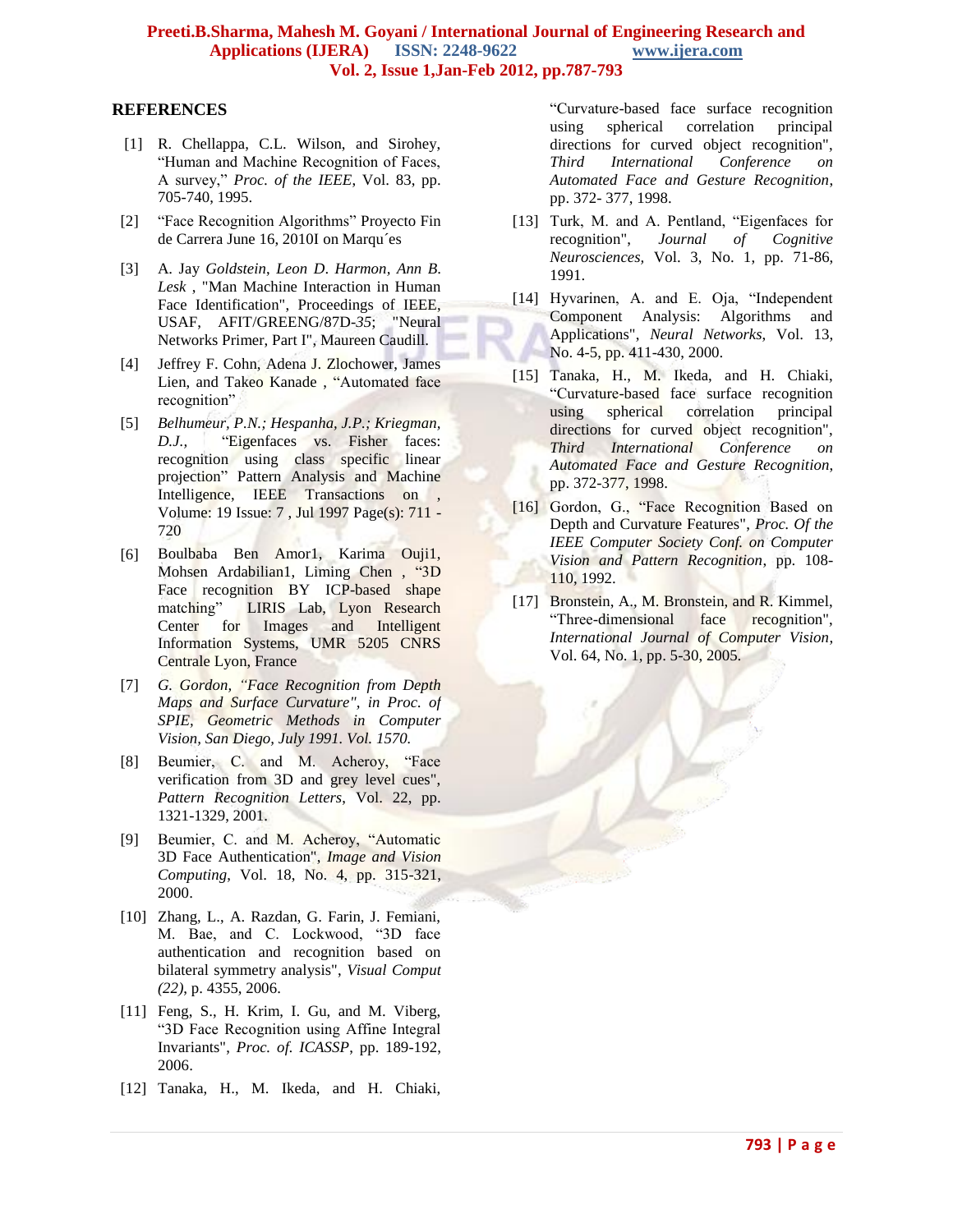## REFERENCES

[1] R. Chellappa, C.L. Wilson, and Sirohey, "Human and Machine Recognition of Faces, A survey," *Proc. of the IEEE*, Vol. 83, pp. 705-740, 1995.

[2] "Face Recognition Algorithms" Proyecto Fin de Carrera June 16, 2010I on Marqu´es

[3] A. Jay *Goldstein*, *Leon D. Harmon*, *Ann B. Lesk* , "Man Machine Interaction in Human Face Identification", Proceedings of IEEE, USAF, AFIT/GREENG/87D-*35;* "Neural Networks Primer, Part I", Maureen Caudill.

[4] Jeffrey F. Cohn, Adena J. Zlochower, James Lien, and Takeo Kanade , "Automated face recognition"

[5] *Belhumeur, P.N.; Hespanha, J.P.; Kriegman, D.J.,* "Eigenfaces vs. Fisher faces: recognition using class specific linear projection" Pattern Analysis and Machine Intelligence, IEEE Transactions on , Volume: 19 Issue: 7 , Jul 1997 Page(s): 711 - 720

[6] Boulbaba Ben Amor1, Karima Ouji1, Mohsen Ardabilian1, Liming Chen , "3D Face recognition BY ICP-based shape matching" LIRIS Lab, Lyon Research Center for Images and Intelligent Information Systems, UMR 5205 CNRS Centrale Lyon, France

[7] *G. Gordon, "Face Recognition from Depth Maps and Surface Curvature", in Proc. of SPIE, Geometric Methods in Computer Vision, San Diego, July 1991. Vol. 1570.*

[8] Beumier, C. and M. Acheroy, "Face verification from 3D and grey level cues", *Pattern Recognition Letters*, Vol. 22, pp. 1321-1329, 2001.

[9] Beumier, C. and M. Acheroy, "Automatic 3D Face Authentication", *Image and Vision Computing*, Vol. 18, No. 4, pp. 315-321, 2000.

[10] Zhang, L., A. Razdan, G. Farin, J. Femiani, M. Bae, and C. Lockwood, "3D face authentication and recognition based on bilateral symmetry analysis", *Visual Comput (22)*, p. 4355, 2006.

[11] Feng, S., H. Krim, I. Gu, and M. Viberg, "3D Face Recognition using Affine Integral Invariants", *Proc. of. ICASSP*, pp. 189-192, 2006.

[12] Tanaka, H., M. Ikeda, and H. Chiaki, "Curvature-based face surface recognition using spherical correlation principal directions for curved object recognition", *Third International Conference on Automated Face and Gesture Recognition*, pp. 372- 377, 1998.

[13] Turk, M. and A. Pentland, "Eigenfaces for recognition", *Journal of Cognitive Neurosciences*, Vol. 3, No. 1, pp. 71-86, 1991.

[14] Hyvarinen, A. and E. Oja, "Independent Component Analysis: Algorithms and Applications", *Neural Networks*, Vol. 13, No. 4-5, pp. 411-430, 2000.

[15] Tanaka, H., M. Ikeda, and H. Chiaki, "Curvature-based face surface recognition using spherical correlation principal directions for curved object recognition", *Third International Conference on Automated Face and Gesture Recognition*, pp. 372-377, 1998.

[16] Gordon, G., "Face Recognition Based on Depth and Curvature Features", *Proc. Of the IEEE Computer Society Conf. on Computer Vision and Pattern Recognition*, pp. 108-110, 1992.

[17] Bronstein, A., M. Bronstein, and R. Kimmel, "Three-dimensional face recognition", *International Journal of Computer Vision*, Vol. 64, No. 1, pp. 5-30, 2005.